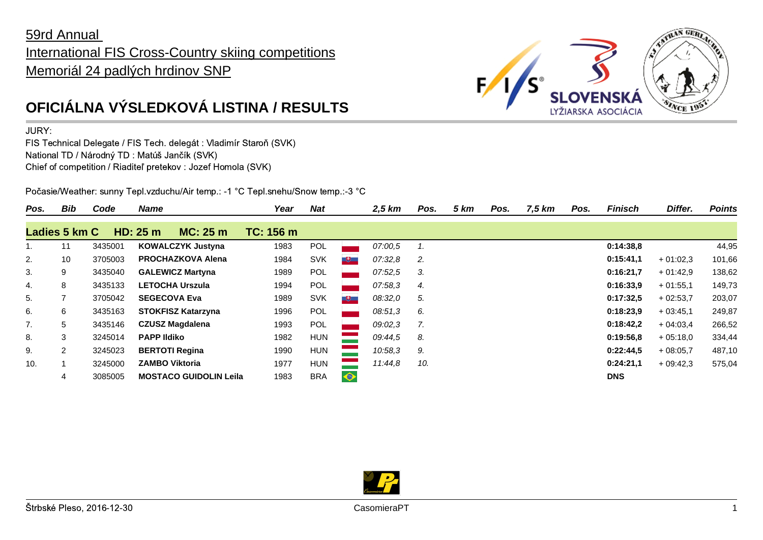59rd Annual
International FIS Cross-Country skiing competitions
Memoriál 24 padlých hrdinov SNP

# OFICIÁLNA VÝSLEDKOVÁ LISTINA / RESULTS

JURY:
FIS Technical Delegate / FIS Tech. delegát : Vladimír Staroň (SVK)
National TD / Národný TD : Matúš Jančík (SVK)
Chief of competition / Riaditeľ pretekov : Jozef Homola (SVK)

Počasie/Weather: sunny Tepl.vzduchu/Air temp.: -1 °C Tepl.snehu/Snow temp.:-3 °C

| Pos. | Bib | Code | Name | Year | Nat | 2,5 km | Pos. | 5 km | Pos. | 7,5 km | Pos. | Finisch | Differ. | Points |
|---|---|---|---|---|---|---|---|---|---|---|---|---|---|---|
| **Ladies 5 km C** | | **HD: 25 m** | **MC: 25 m** | **TC: 156 m** | | | | | | | | | | |
| 1. | 11 | 3435001 | **KOWALCZYK Justyna** | 1983 | POL | *07:00,5* | *1.* | | | | | **0:14:38,8** | | 44,95 |
| 2. | 10 | 3705003 | **PROCHAZKOVA Alena** | 1984 | SVK | *07:32,8* | *2.* | | | | | **0:15:41,1** | + 01:02,3 | 101,66 |
| 3. | 9 | 3435040 | **GALEWICZ Martyna** | 1989 | POL | *07:52,5* | *3.* | | | | | **0:16:21,7** | + 01:42,9 | 138,62 |
| 4. | 8 | 3435133 | **LETOCHA Urszula** | 1994 | POL | *07:58,3* | *4.* | | | | | **0:16:33,9** | + 01:55,1 | 149,73 |
| 5. | 7 | 3705042 | **SEGECOVA Eva** | 1989 | SVK | *08:32,0* | *5.* | | | | | **0:17:32,5** | + 02:53,7 | 203,07 |
| 6. | 6 | 3435163 | **STOKFISZ Katarzyna** | 1996 | POL | *08:51,3* | *6.* | | | | | **0:18:23,9** | + 03:45,1 | 249,87 |
| 7. | 5 | 3435146 | **CZUSZ Magdalena** | 1993 | POL | *09:02,3* | *7.* | | | | | **0:18:42,2** | + 04:03,4 | 266,52 |
| 8. | 3 | 3245014 | **PAPP Ildiko** | 1982 | HUN | *09:44,5* | *8.* | | | | | **0:19:56,8** | + 05:18,0 | 334,44 |
| 9. | 2 | 3245023 | **BERTOTI Regina** | 1990 | HUN | *10:58,3* | *9.* | | | | | **0:22:44,5** | + 08:05,7 | 487,10 |
| 10. | 1 | 3245000 | **ZAMBO Viktoria** | 1977 | HUN | *11:44,8* | *10.* | | | | | **0:24:21,1** | + 09:42,3 | 575,04 |
| | 4 | 3085005 | **MOSTACO GUIDOLIN Leila** | 1983 | BRA | | | | | | | **DNS** | | |

Štrbské Pleso, 2016-12-30

CasomieraPT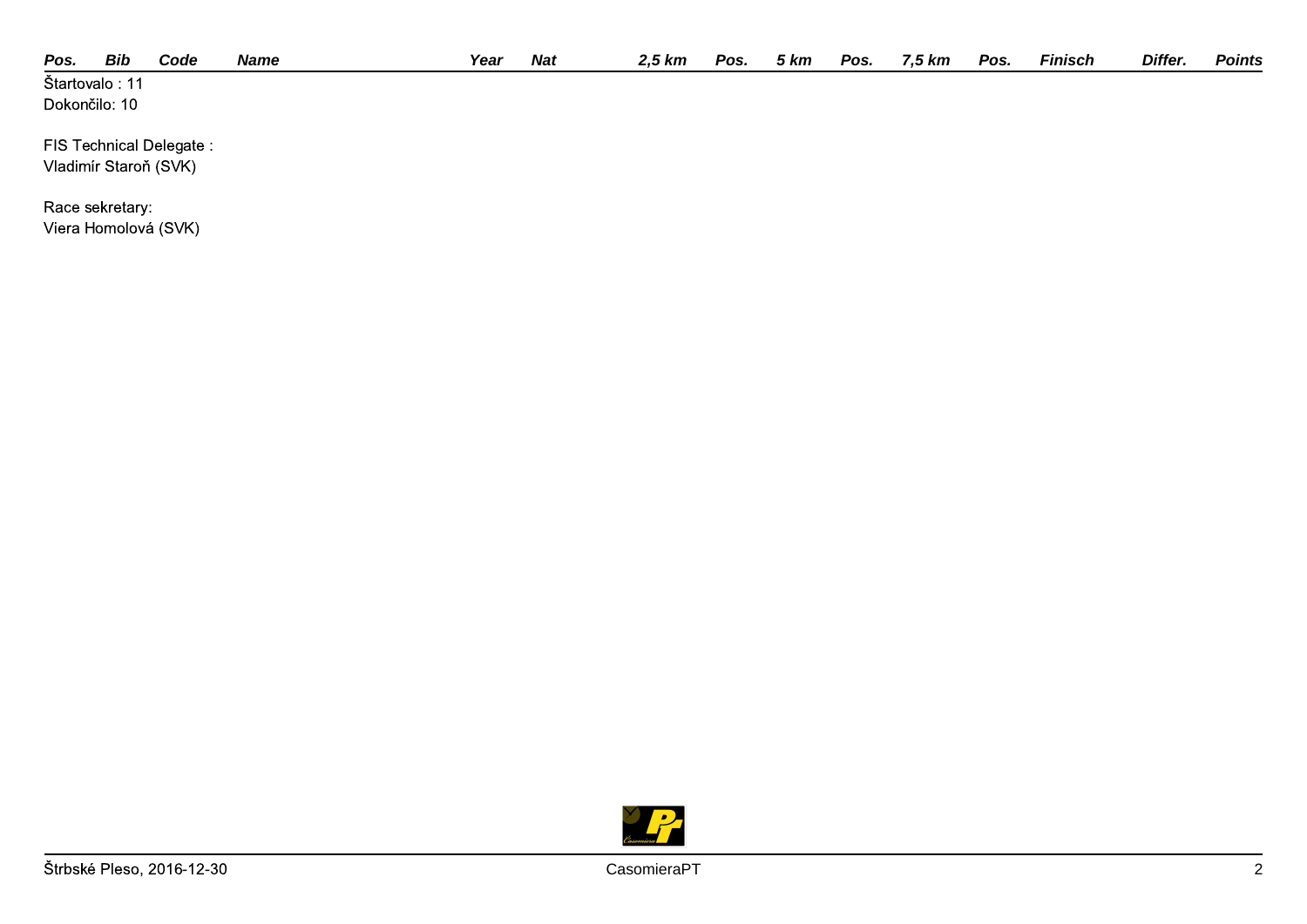| Pos. | Bib | Code | Name | Year | Nat | 2,5 km | Pos. | 5 km | Pos. | 7,5 km | Pos. | Finisch | Differ. | Points |
|---|---|---|---|---|---|---|---|---|---|---|---|---|---|---|

Štartovalo : 11
Dokončilo: 10

FIS Technical Delegate :
Vladimír Staroň (SVK)

Race sekretary:
Viera Homolová (SVK)